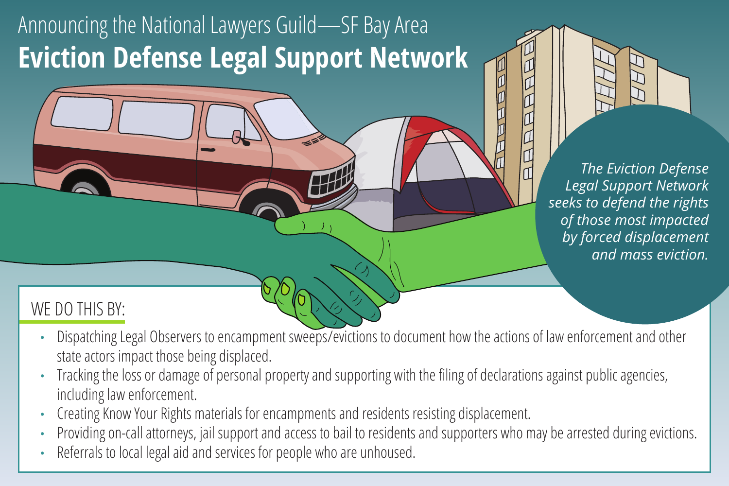Announcing the National Lawyers Guild—SF Bay Area

# Eviction Defense Legal Support Network

*The Eviction Defense Legal Support Network seeks to defend the rights of those most impacted by forced displacement and mass eviction.*

## WE DO THIS BY:

- Dispatching Legal Observers to encampment sweeps/evictions to document how the actions of law enforcement and other state actors impact those being displaced.
- Tracking the loss or damage of personal property and supporting with the filing of declarations against public agencies, including law enforcement.
- Creating Know Your Rights materials for encampments and residents resisting displacement.
- Providing on-call attorneys, jail support and access to bail to residents and supporters who may be arrested during evictions.
- Referrals to local legal aid and services for people who are unhoused.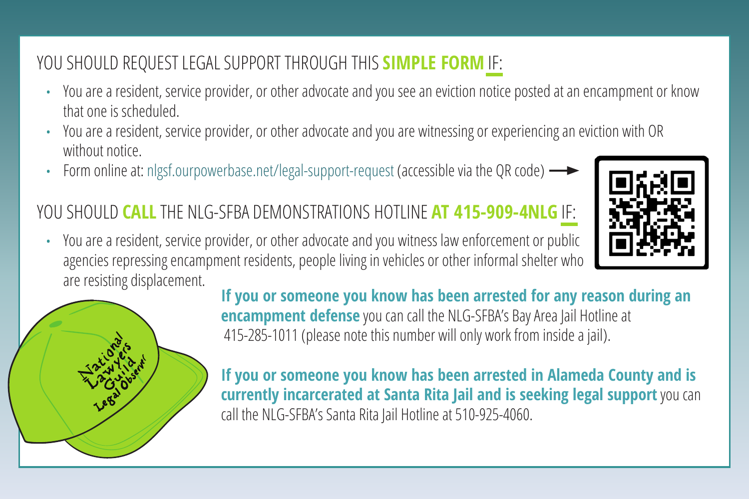## YOU SHOULD REQUEST LEGAL SUPPORT THROUGH THIS **SIMPLE FORM** IF:

- You are a resident, service provider, or other advocate and you see an eviction notice posted at an encampment or know that one is scheduled.
- You are a resident, service provider, or other advocate and you are witnessing or experiencing an eviction with OR without notice.
- Form online at: nlgsf.ourpowerbase.net/legal-support-request (accessible via the QR code) ⟶

## YOU SHOULD **CALL** THE NLG-SFBA DEMONSTRATIONS HOTLINE **AT 415-909-4NLG** IF:

- You are a resident, service provider, or other advocate and you witness law enforcement or public agencies repressing encampment residents, people living in vehicles or other informal shelter who are resisting displacement.

**If you or someone you know has been arrested for any reason during an encampment defense** you can call the NLG-SFBA's Bay Area Jail Hotline at 415-285-1011 (please note this number will only work from inside a jail).

**If you or someone you know has been arrested in Alameda County and is currently incarcerated at Santa Rita Jail and is seeking legal support** you can call the NLG-SFBA's Santa Rita Jail Hotline at 510-925-4060.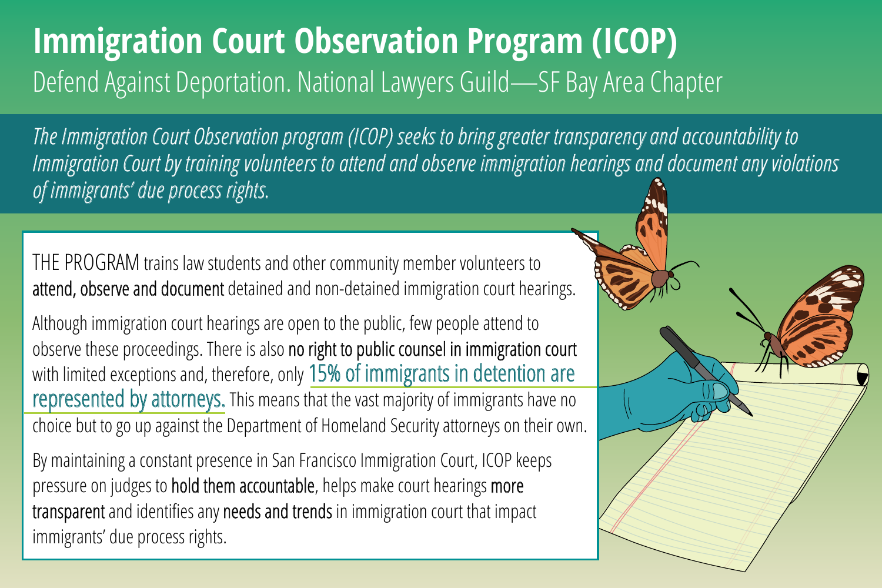# Immigration Court Observation Program (ICOP)

Defend Against Deportation. National Lawyers Guild—SF Bay Area Chapter

*The Immigration Court Observation program (ICOP) seeks to bring greater transparency and accountability to Immigration Court by training volunteers to attend and observe immigration hearings and document any violations of immigrants' due process rights.*

THE PROGRAM trains law students and other community member volunteers to **attend, observe and document** detained and non-detained immigration court hearings.

Although immigration court hearings are open to the public, few people attend to observe these proceedings. There is also **no right to public counsel in immigration court** with limited exceptions and, therefore, only **15% of immigrants in detention are represented by attorneys.** This means that the vast majority of immigrants have no choice but to go up against the Department of Homeland Security attorneys on their own.

By maintaining a constant presence in San Francisco Immigration Court, ICOP keeps pressure on judges to **hold them accountable**, helps make court hearings **more transparent** and identifies any **needs and trends** in immigration court that impact immigrants' due process rights.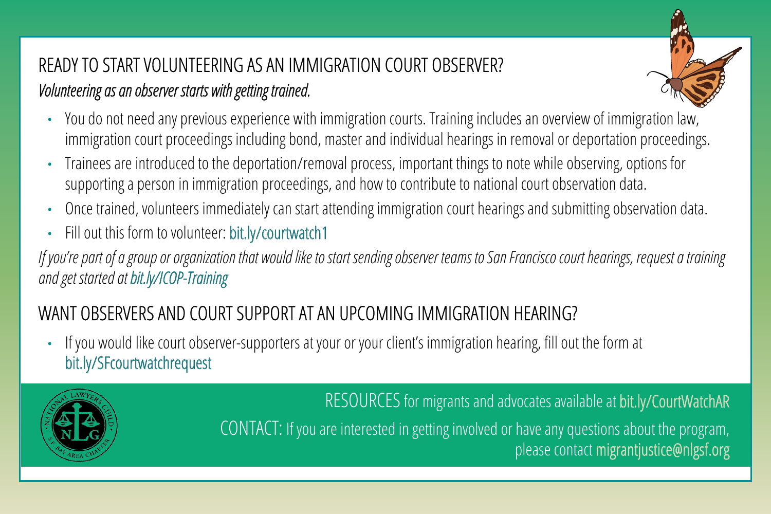## READY TO START VOLUNTEERING AS AN IMMIGRATION COURT OBSERVER?

*Volunteering as an observer starts with getting trained.*

- You do not need any previous experience with immigration courts. Training includes an overview of immigration law, immigration court proceedings including bond, master and individual hearings in removal or deportation proceedings.
- Trainees are introduced to the deportation/removal process, important things to note while observing, options for supporting a person in immigration proceedings, and how to contribute to national court observation data.
- Once trained, volunteers immediately can start attending immigration court hearings and submitting observation data.
- Fill out this form to volunteer: bit.ly/courtwatch1

*If you're part of a group or organization that would like to start sending observer teams to San Francisco court hearings, request a training and get started at bit.ly/ICOP-Training*

## WANT OBSERVERS AND COURT SUPPORT AT AN UPCOMING IMMIGRATION HEARING?

- If you would like court observer-supporters at your or your client's immigration hearing, fill out the form at bit.ly/SFcourtwatchrequest

NATIONAL LAWYERS GUILD · NLG · S.F. BAY AREA CHAPTER

RESOURCES for migrants and advocates available at bit.ly/CourtWatchAR

CONTACT: If you are interested in getting involved or have any questions about the program, please contact migrantjustice@nlgsf.org